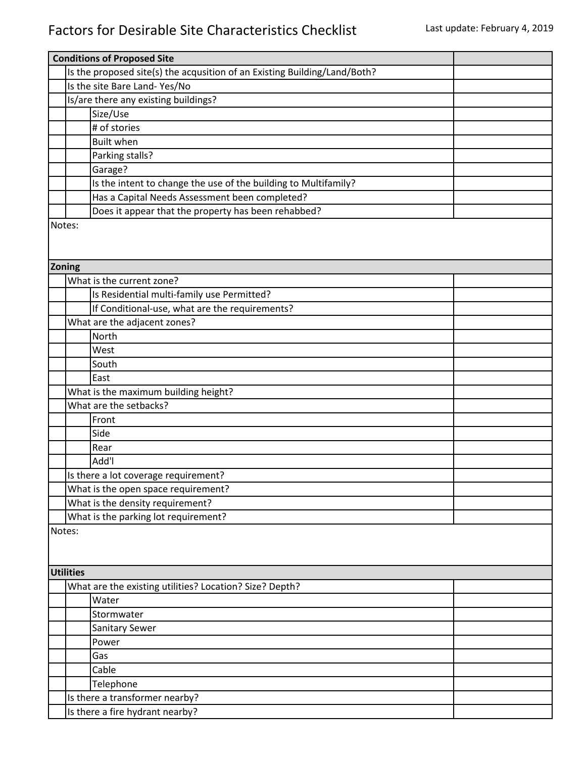# Factors for Desirable Site Characteristics Checklist

Last update: February 4, 2019

| Conditions of Proposed Site | | | |
|---|---|---|---|
| | Is the proposed site(s) the acqusition of an Existing Building/Land/Both? | | |
| | Is the site Bare Land- Yes/No | | |
| | Is/are there any existing buildings? | | |
| | | Size/Use | |
| | | # of stories | |
| | | Built when | |
| | | Parking stalls? | |
| | | Garage? | |
| | | Is the intent to change the use of the building to Multifamily? | |
| | | Has a Capital Needs Assessment been completed? | |
| | | Does it appear that the property has been rehabbed? | |

Notes:

| Zoning | | | |
|---|---|---|---|
| | What is the current zone? | | |
| | | Is Residential multi-family use Permitted? | |
| | | If Conditional-use, what are the requirements? | |
| | What are the adjacent zones? | | |
| | | North | |
| | | West | |
| | | South | |
| | | East | |
| | What is the maximum building height? | | |
| | What are the setbacks? | | |
| | | Front | |
| | | Side | |
| | | Rear | |
| | | Add'l | |
| | Is there a lot coverage requirement? | | |
| | What is the open space requirement? | | |
| | What is the density requirement? | | |
| | What is the parking lot requirement? | | |

Notes:

| Utilities | | | |
|---|---|---|---|
| | What are the existing utilities? Location? Size? Depth? | | |
| | | Water | |
| | | Stormwater | |
| | | Sanitary Sewer | |
| | | Power | |
| | | Gas | |
| | | Cable | |
| | | Telephone | |
| | Is there a transformer nearby? | | |
| | Is there a fire hydrant nearby? | | |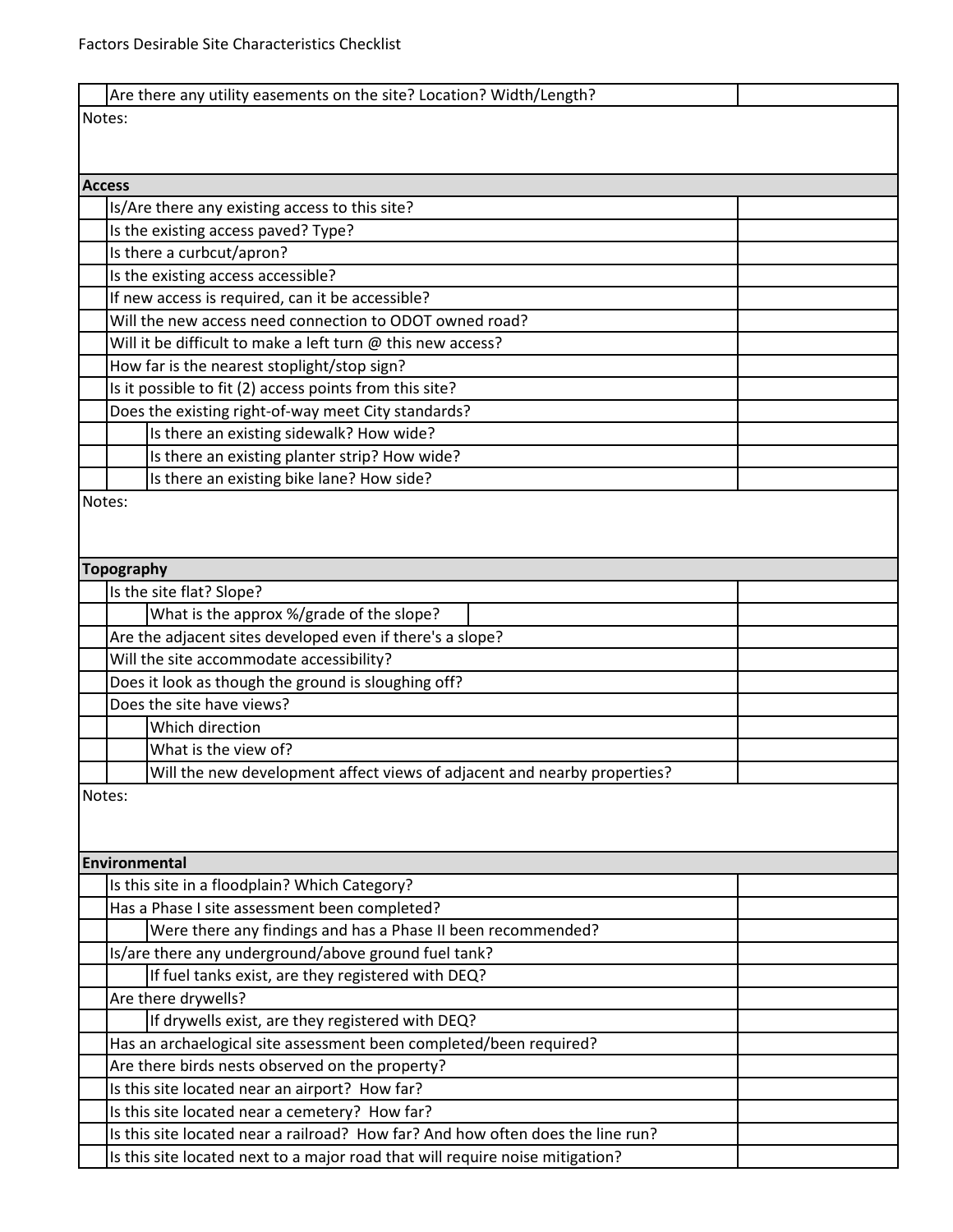Factors Desirable Site Characteristics Checklist

| | Question | Response |
|---|---|---|
| | Are there any utility easements on the site? Location? Width/Length? | |

Notes:

**Access**

| | Question | Response |
|---|---|---|
| | Is/Are there any existing access to this site? | |
| | Is the existing access paved? Type? | |
| | Is there a curbcut/apron? | |
| | Is the existing access accessible? | |
| | If new access is required, can it be accessible? | |
| | Will the new access need connection to ODOT owned road? | |
| | Will it be difficult to make a left turn @ this new access? | |
| | How far is the nearest stoplight/stop sign? | |
| | Is it possible to fit (2) access points from this site? | |
| | Does the existing right-of-way meet City standards? | |
| | Is there an existing sidewalk? How wide? | |
| | Is there an existing planter strip? How wide? | |
| | Is there an existing bike lane? How side? | |

Notes:

**Topography**

| | Question | Response |
|---|---|---|
| | Is the site flat? Slope? | |
| | What is the approx %/grade of the slope? | |
| | Are the adjacent sites developed even if there's a slope? | |
| | Will the site accommodate accessibility? | |
| | Does it look as though the ground is sloughing off? | |
| | Does the site have views? | |
| | Which direction | |
| | What is the view of? | |
| | Will the new development affect views of adjacent and nearby properties? | |

Notes:

**Environmental**

| | Question | Response |
|---|---|---|
| | Is this site in a floodplain? Which Category? | |
| | Has a Phase I site assessment been completed? | |
| | Were there any findings and has a Phase II been recommended? | |
| | Is/are there any underground/above ground fuel tank? | |
| | If fuel tanks exist, are they registered with DEQ? | |
| | Are there drywells? | |
| | If drywells exist, are they registered with DEQ? | |
| | Has an archaelogical site assessment been completed/been required? | |
| | Are there birds nests observed on the property? | |
| | Is this site located near an airport? How far? | |
| | Is this site located near a cemetery? How far? | |
| | Is this site located near a railroad? How far? And how often does the line run? | |
| | Is this site located next to a major road that will require noise mitigation? | |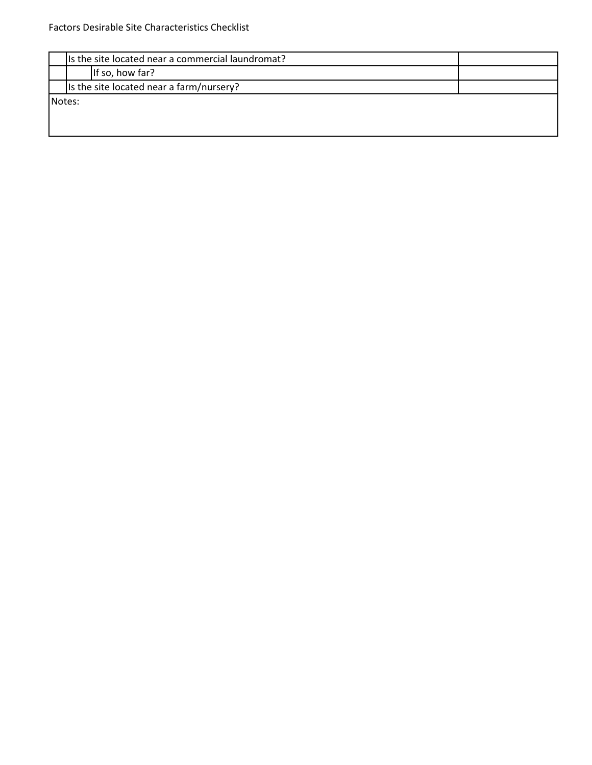| | | |
|---|---|---|
| | Is the site located near a commercial laundromat? | |
| | If so, how far? | |
| | Is the site located near a farm/nursery? | |
| Notes: | | |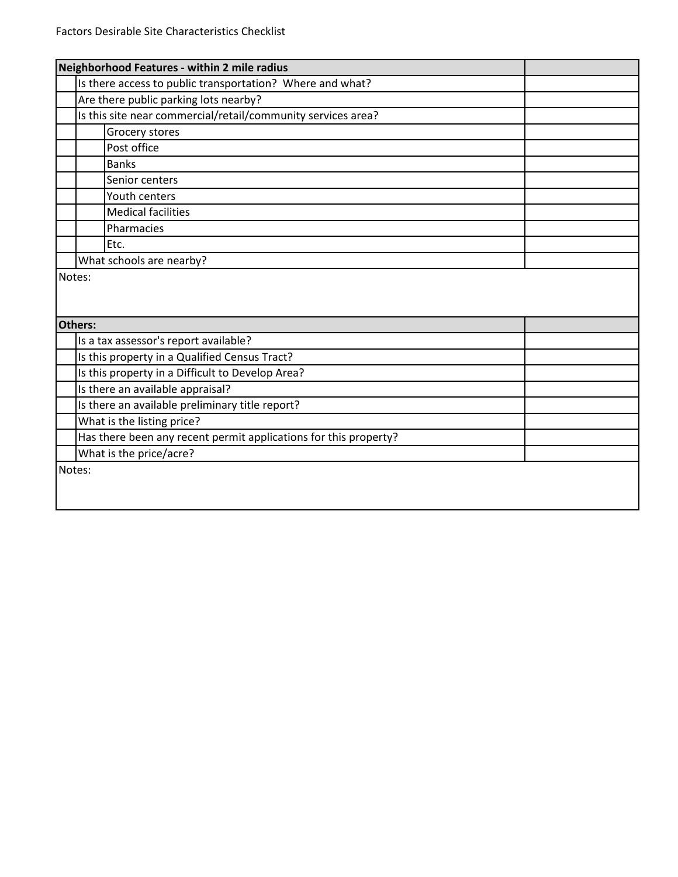Factors Desirable Site Characteristics Checklist

| | | | |
|---|---|---|---|
| **Neighborhood Features - within 2 mile radius** | | | |
| | Is there access to public transportation? Where and what? | | |
| | Are there public parking lots nearby? | | |
| | Is this site near commercial/retail/community services area? | | |
| | | Grocery stores | |
| | | Post office | |
| | | Banks | |
| | | Senior centers | |
| | | Youth centers | |
| | | Medical facilities | |
| | | Pharmacies | |
| | | Etc. | |
| | What schools are nearby? | | |
| Notes: | | | |
| **Others:** | | | |
| | Is a tax assessor's report available? | | |
| | Is this property in a Qualified Census Tract? | | |
| | Is this property in a Difficult to Develop Area? | | |
| | Is there an available appraisal? | | |
| | Is there an available preliminary title report? | | |
| | What is the listing price? | | |
| | Has there been any recent permit applications for this property? | | |
| | What is the price/acre? | | |
| Notes: | | | |